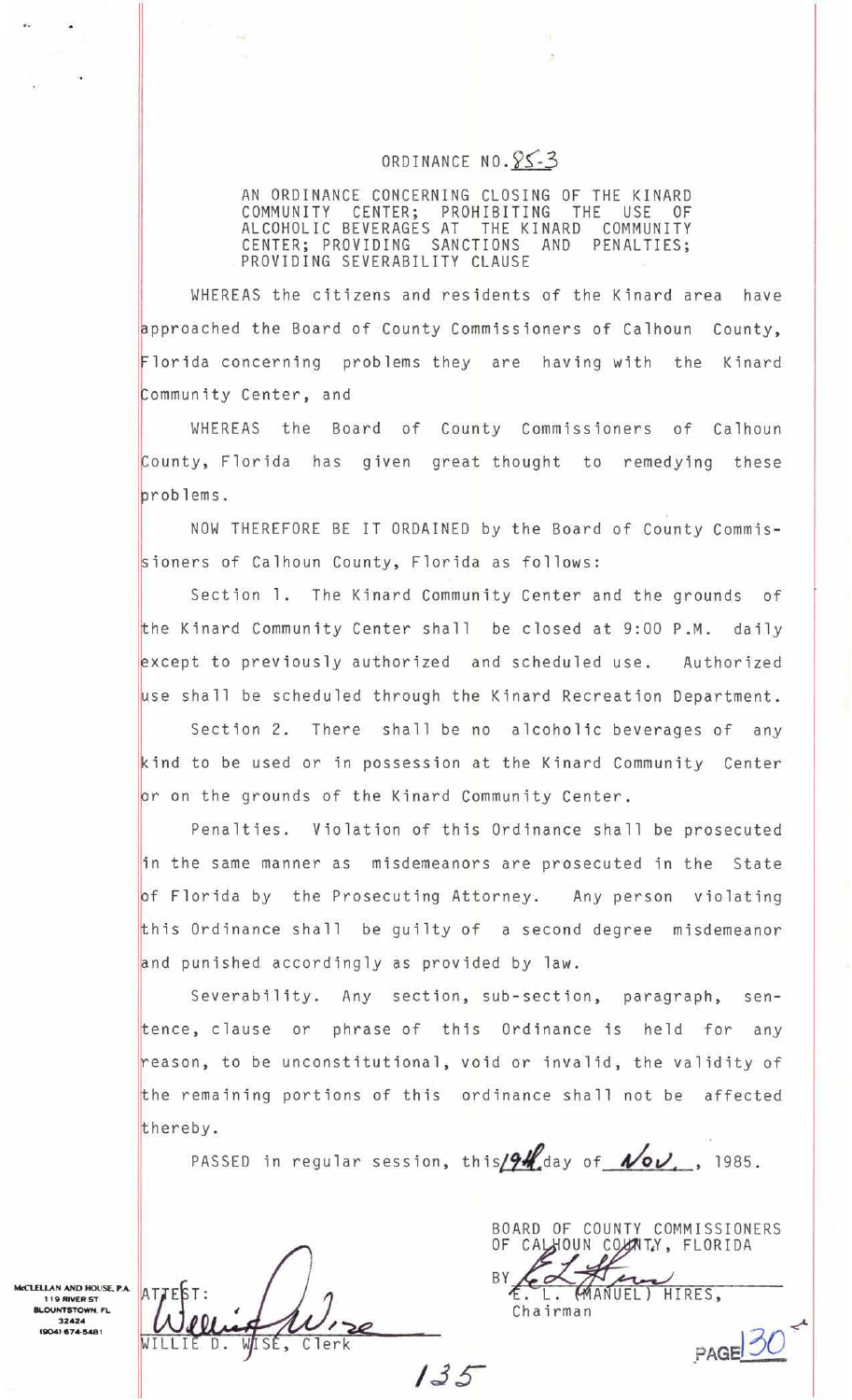# ORDINANCE NO. 85-3

AN ORDINANCE CONCERNING CLOSING OF THE KINARD COMMUNITY CENTER; PROHIBITING THE USE OF ALCOHOLIC BEVERAGES AT THE KINARD COMMUNITY CENTER; PROVIDING SANCTIONS AND PENALTIES; PROVIDING SEVERABILITY CLAUSE

WHEREAS the citizens and residents of the Kinard area have approached the Board of County Commissioners of Calhoun County, Florida concerning problems they are having with the Kinard Community Center, and

WHEREAS the Board of County Commissioners of Calhoun County, Florida has given great thought to remedying these problems.

NOW THEREFORE BE IT ORDAINED by the Board of County Commissioners of Calhoun County, Florida as follows:

Section 1. The Kinard Community Center and the grounds of the Kinard Community Center shall be closed at 9:00 P.M. daily except to previously authorized and scheduled use. Authorized use shall be scheduled through the Kinard Recreation Department.

Section 2. There shall be no alcoholic beverages of any kind to be used or in possession at the Kinard Community Center or on the grounds of the Kinard Community Center.

Penalties. Violation of this Ordinance shall be prosecuted in the same manner as misdemeanors are prosecuted in the State of Florida by the Prosecuting Attorney. Any person violating this Ordinance shall be guilty of a second degree misdemeanor and punished accordingly as provided by law.

Severability. Any section, sub-section, paragraph, sentence, clause or phrase of this Ordinance is held for any reason, to be unconstitutional, void or invalid, the validity of the remaining portions of this ordinance shall not be affected thereby.

PASSED in regular session, this 19th day of Nov., 1985.

BOARD OF COUNTY COMMISSIONERS OF CALHOUN COUNTY, FLORIDA

BY _______________
E. L. (MANUEL) HIRES, Chairman

ATTEST:

_______________
WILLIE D. WISE, Clerk

McCLELLAN AND HOUSE, P.A.
119 RIVER ST
BLOUNTSTOWN, FL
32424
(904) 674-5481

135

PAGE 30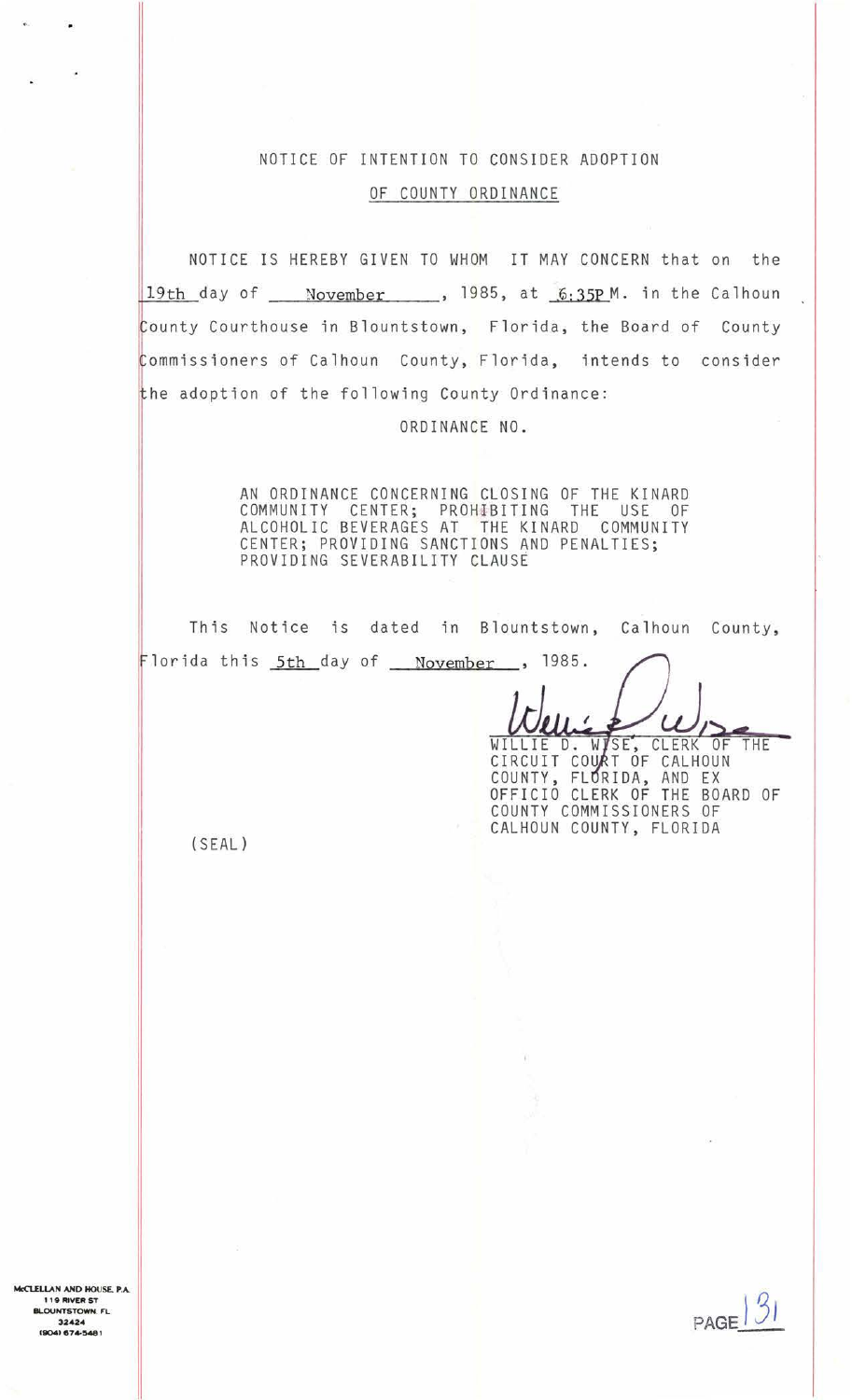# NOTICE OF INTENTION TO CONSIDER ADOPTION OF COUNTY ORDINANCE

NOTICE IS HEREBY GIVEN TO WHOM IT MAY CONCERN that on the 19th day of November, 1985, at 6:35P M. in the Calhoun County Courthouse in Blountstown, Florida, the Board of County Commissioners of Calhoun County, Florida, intends to consider the adoption of the following County Ordinance:

ORDINANCE NO.

AN ORDINANCE CONCERNING CLOSING OF THE KINARD COMMUNITY CENTER; PROHIBITING THE USE OF ALCOHOLIC BEVERAGES AT THE KINARD COMMUNITY CENTER; PROVIDING SANCTIONS AND PENALTIES; PROVIDING SEVERABILITY CLAUSE

This Notice is dated in Blountstown, Calhoun County, Florida this 5th day of November, 1985.

WILLIE D. WISE, CLERK OF THE CIRCUIT COURT OF CALHOUN COUNTY, FLORIDA, AND EX OFFICIO CLERK OF THE BOARD OF COUNTY COMMISSIONERS OF CALHOUN COUNTY, FLORIDA

(SEAL)

McCLELLAN AND HOUSE, P.A.
119 RIVER ST
BLOUNTSTOWN, FL
32424
(904) 674-5481